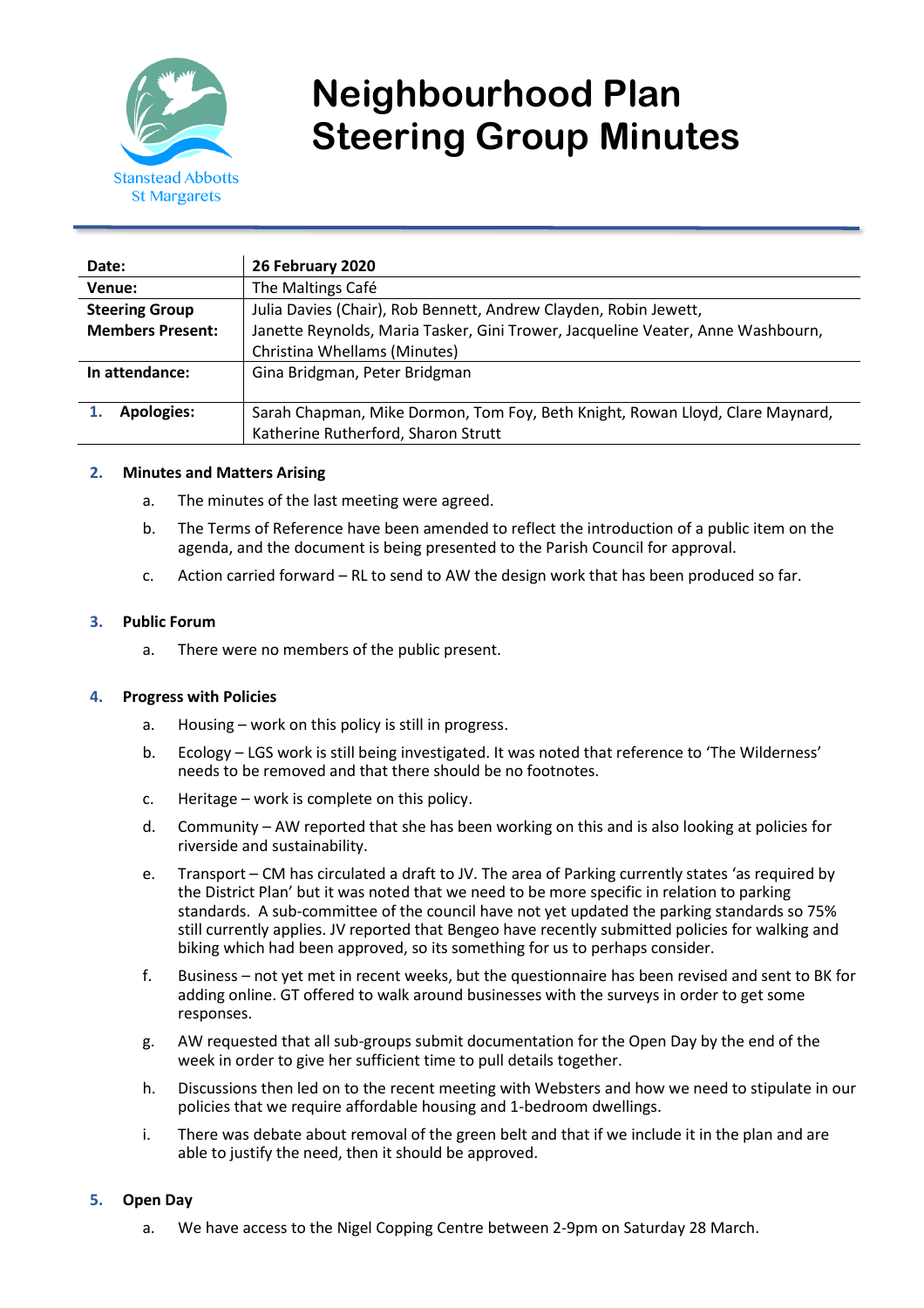Stanstead Abbotts
St Margarets

# Neighbourhood Plan Steering Group Minutes

| | |
|---|---|
| **Date:** | **26 February 2020** |
| **Venue:** | The Maltings Café |
| **Steering Group Members Present:** | Julia Davies (Chair), Rob Bennett, Andrew Clayden, Robin Jewett, Janette Reynolds, Maria Tasker, Gini Trower, Jacqueline Veater, Anne Washbourn, Christina Whellams (Minutes) |
| **In attendance:** | Gina Bridgman, Peter Bridgman |
| **1. Apologies:** | Sarah Chapman, Mike Dormon, Tom Foy, Beth Knight, Rowan Lloyd, Clare Maynard, Katherine Rutherford, Sharon Strutt |

**2. Minutes and Matters Arising**

a. The minutes of the last meeting were agreed.

b. The Terms of Reference have been amended to reflect the introduction of a public item on the agenda, and the document is being presented to the Parish Council for approval.

c. Action carried forward – RL to send to AW the design work that has been produced so far.

**3. Public Forum**

a. There were no members of the public present.

**4. Progress with Policies**

a. Housing – work on this policy is still in progress.

b. Ecology – LGS work is still being investigated. It was noted that reference to 'The Wilderness' needs to be removed and that there should be no footnotes.

c. Heritage – work is complete on this policy.

d. Community – AW reported that she has been working on this and is also looking at policies for riverside and sustainability.

e. Transport – CM has circulated a draft to JV. The area of Parking currently states 'as required by the District Plan' but it was noted that we need to be more specific in relation to parking standards. A sub-committee of the council have not yet updated the parking standards so 75% still currently applies. JV reported that Bengeo have recently submitted policies for walking and biking which had been approved, so its something for us to perhaps consider.

f. Business – not yet met in recent weeks, but the questionnaire has been revised and sent to BK for adding online. GT offered to walk around businesses with the surveys in order to get some responses.

g. AW requested that all sub-groups submit documentation for the Open Day by the end of the week in order to give her sufficient time to pull details together.

h. Discussions then led on to the recent meeting with Websters and how we need to stipulate in our policies that we require affordable housing and 1-bedroom dwellings.

i. There was debate about removal of the green belt and that if we include it in the plan and are able to justify the need, then it should be approved.

**5. Open Day**

a. We have access to the Nigel Copping Centre between 2-9pm on Saturday 28 March.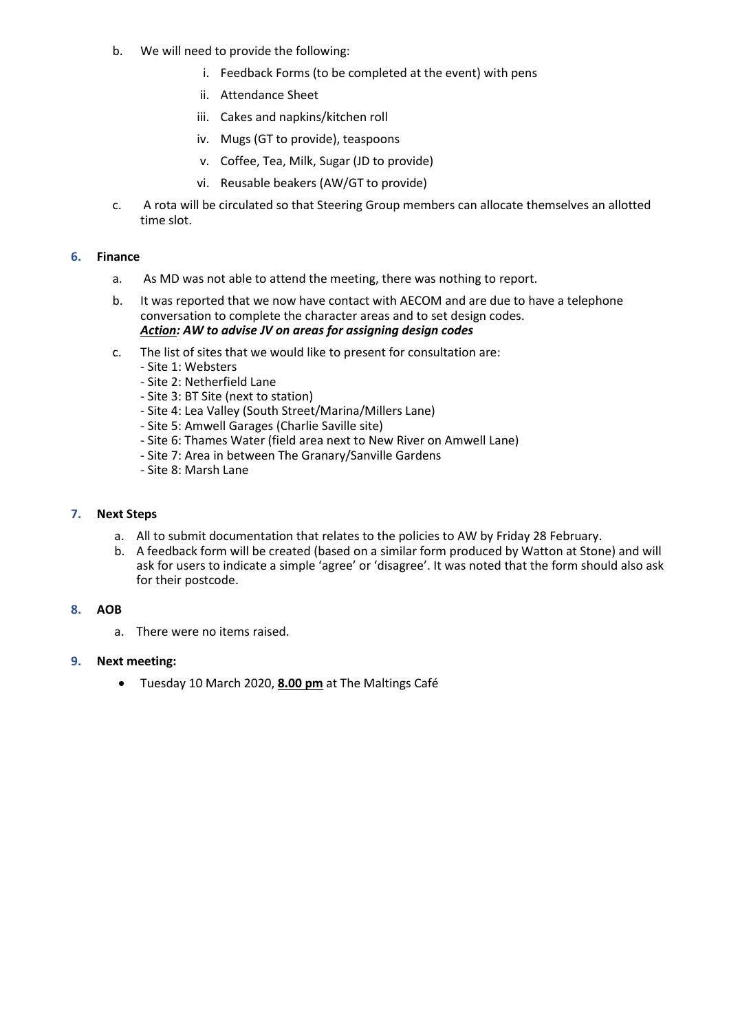b. We will need to provide the following:
   i. Feedback Forms (to be completed at the event) with pens
   ii. Attendance Sheet
   iii. Cakes and napkins/kitchen roll
   iv. Mugs (GT to provide), teaspoons
   v. Coffee, Tea, Milk, Sugar (JD to provide)
   vi. Reusable beakers (AW/GT to provide)

c. A rota will be circulated so that Steering Group members can allocate themselves an allotted time slot.

**6. Finance**

a. As MD was not able to attend the meeting, there was nothing to report.

b. It was reported that we now have contact with AECOM and are due to have a telephone conversation to complete the character areas and to set design codes.
***Action*: AW to advise JV on areas for assigning design codes**

c. The list of sites that we would like to present for consultation are:
- Site 1: Websters
- Site 2: Netherfield Lane
- Site 3: BT Site (next to station)
- Site 4: Lea Valley (South Street/Marina/Millers Lane)
- Site 5: Amwell Garages (Charlie Saville site)
- Site 6: Thames Water (field area next to New River on Amwell Lane)
- Site 7: Area in between The Granary/Sanville Gardens
- Site 8: Marsh Lane

**7. Next Steps**

a. All to submit documentation that relates to the policies to AW by Friday 28 February.
b. A feedback form will be created (based on a similar form produced by Watton at Stone) and will ask for users to indicate a simple 'agree' or 'disagree'. It was noted that the form should also ask for their postcode.

**8. AOB**

a. There were no items raised.

**9. Next meeting:**

- Tuesday 10 March 2020, **8.00 pm** at The Maltings Café